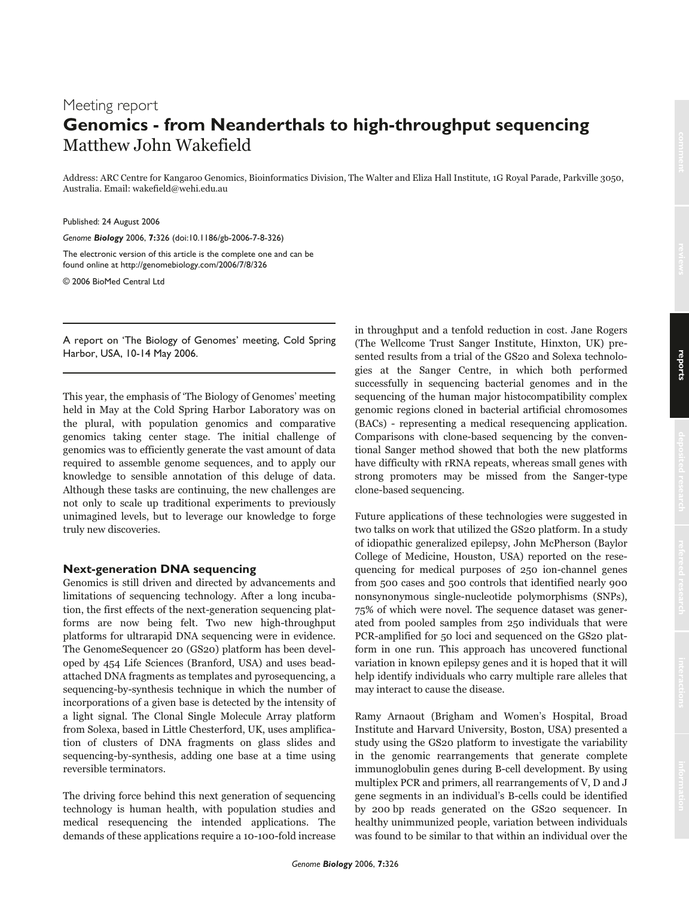Meeting report

# Genomics - from Neanderthals to high-throughput sequencing

Matthew John Wakefield

Address: ARC Centre for Kangaroo Genomics, Bioinformatics Division, The Walter and Eliza Hall Institute, 1G Royal Parade, Parkville 3050, Australia. Email: wakefield@wehi.edu.au

Published: 24 August 2006

*Genome **Biology*** 2006, **7:**326 (doi:10.1186/gb-2006-7-8-326)

The electronic version of this article is the complete one and can be found online at http://genomebiology.com/2006/7/8/326

© 2006 BioMed Central Ltd

A report on 'The Biology of Genomes' meeting, Cold Spring Harbor, USA, 10-14 May 2006.

This year, the emphasis of 'The Biology of Genomes' meeting held in May at the Cold Spring Harbor Laboratory was on the plural, with population genomics and comparative genomics taking center stage. The initial challenge of genomics was to efficiently generate the vast amount of data required to assemble genome sequences, and to apply our knowledge to sensible annotation of this deluge of data. Although these tasks are continuing, the new challenges are not only to scale up traditional experiments to previously unimagined levels, but to leverage our knowledge to forge truly new discoveries.

## Next-generation DNA sequencing

Genomics is still driven and directed by advancements and limitations of sequencing technology. After a long incubation, the first effects of the next-generation sequencing platforms are now being felt. Two new high-throughput platforms for ultrarapid DNA sequencing were in evidence. The GenomeSequencer 20 (GS20) platform has been developed by 454 Life Sciences (Branford, USA) and uses bead-attached DNA fragments as templates and pyrosequencing, a sequencing-by-synthesis technique in which the number of incorporations of a given base is detected by the intensity of a light signal. The Clonal Single Molecule Array platform from Solexa, based in Little Chesterford, UK, uses amplification of clusters of DNA fragments on glass slides and sequencing-by-synthesis, adding one base at a time using reversible terminators.

The driving force behind this next generation of sequencing technology is human health, with population studies and medical resequencing the intended applications. The demands of these applications require a 10-100-fold increase in throughput and a tenfold reduction in cost. Jane Rogers (The Wellcome Trust Sanger Institute, Hinxton, UK) presented results from a trial of the GS20 and Solexa technologies at the Sanger Centre, in which both performed successfully in sequencing bacterial genomes and in the sequencing of the human major histocompatibility complex genomic regions cloned in bacterial artificial chromosomes (BACs) - representing a medical resequencing application. Comparisons with clone-based sequencing by the conventional Sanger method showed that both the new platforms have difficulty with rRNA repeats, whereas small genes with strong promoters may be missed from the Sanger-type clone-based sequencing.

Future applications of these technologies were suggested in two talks on work that utilized the GS20 platform. In a study of idiopathic generalized epilepsy, John McPherson (Baylor College of Medicine, Houston, USA) reported on the resequencing for medical purposes of 250 ion-channel genes from 500 cases and 500 controls that identified nearly 900 nonsynonymous single-nucleotide polymorphisms (SNPs), 75% of which were novel. The sequence dataset was generated from pooled samples from 250 individuals that were PCR-amplified for 50 loci and sequenced on the GS20 platform in one run. This approach has uncovered functional variation in known epilepsy genes and it is hoped that it will help identify individuals who carry multiple rare alleles that may interact to cause the disease.

Ramy Arnaout (Brigham and Women's Hospital, Broad Institute and Harvard University, Boston, USA) presented a study using the GS20 platform to investigate the variability in the genomic rearrangements that generate complete immunoglobulin genes during B-cell development. By using multiplex PCR and primers, all rearrangements of V, D and J gene segments in an individual's B-cells could be identified by 200 bp reads generated on the GS20 sequencer. In healthy unimmunized people, variation between individuals was found to be similar to that within an individual over the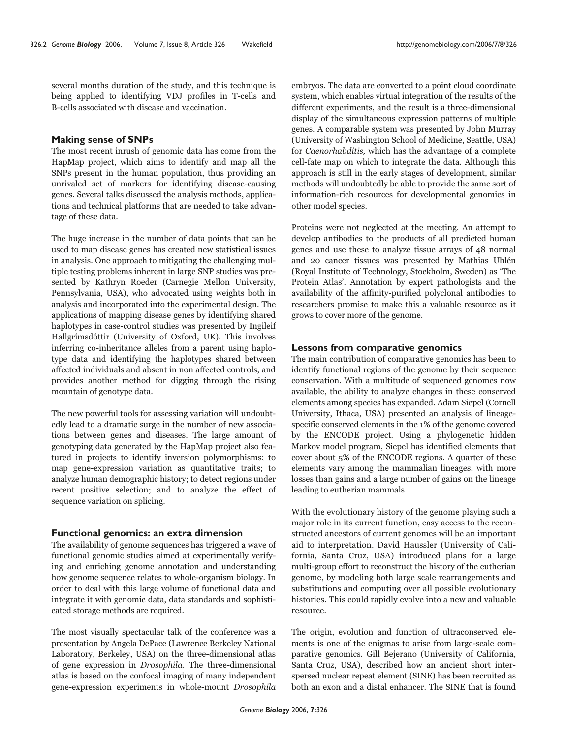several months duration of the study, and this technique is being applied to identifying VDJ profiles in T-cells and B-cells associated with disease and vaccination.

## Making sense of SNPs

The most recent inrush of genomic data has come from the HapMap project, which aims to identify and map all the SNPs present in the human population, thus providing an unrivaled set of markers for identifying disease-causing genes. Several talks discussed the analysis methods, applications and technical platforms that are needed to take advantage of these data.

The huge increase in the number of data points that can be used to map disease genes has created new statistical issues in analysis. One approach to mitigating the challenging multiple testing problems inherent in large SNP studies was presented by Kathryn Roeder (Carnegie Mellon University, Pennsylvania, USA), who advocated using weights both in analysis and incorporated into the experimental design. The applications of mapping disease genes by identifying shared haplotypes in case-control studies was presented by Ingileif Hallgrímsdóttir (University of Oxford, UK). This involves inferring co-inheritance alleles from a parent using haplotype data and identifying the haplotypes shared between affected individuals and absent in non affected controls, and provides another method for digging through the rising mountain of genotype data.

The new powerful tools for assessing variation will undoubtedly lead to a dramatic surge in the number of new associations between genes and diseases. The large amount of genotyping data generated by the HapMap project also featured in projects to identify inversion polymorphisms; to map gene-expression variation as quantitative traits; to analyze human demographic history; to detect regions under recent positive selection; and to analyze the effect of sequence variation on splicing.

## Functional genomics: an extra dimension

The availability of genome sequences has triggered a wave of functional genomic studies aimed at experimentally verifying and enriching genome annotation and understanding how genome sequence relates to whole-organism biology. In order to deal with this large volume of functional data and integrate it with genomic data, data standards and sophisticated storage methods are required.

The most visually spectacular talk of the conference was a presentation by Angela DePace (Lawrence Berkeley National Laboratory, Berkeley, USA) on the three-dimensional atlas of gene expression in *Drosophila*. The three-dimensional atlas is based on the confocal imaging of many independent gene-expression experiments in whole-mount *Drosophila* embryos. The data are converted to a point cloud coordinate system, which enables virtual integration of the results of the different experiments, and the result is a three-dimensional display of the simultaneous expression patterns of multiple genes. A comparable system was presented by John Murray (University of Washington School of Medicine, Seattle, USA) for *Caenorhabditis,* which has the advantage of a complete cell-fate map on which to integrate the data. Although this approach is still in the early stages of development, similar methods will undoubtedly be able to provide the same sort of information-rich resources for developmental genomics in other model species.

Proteins were not neglected at the meeting. An attempt to develop antibodies to the products of all predicted human genes and use these to analyze tissue arrays of 48 normal and 20 cancer tissues was presented by Mathias Uhlén (Royal Institute of Technology, Stockholm, Sweden) as 'The Protein Atlas'. Annotation by expert pathologists and the availability of the affinity-purified polyclonal antibodies to researchers promise to make this a valuable resource as it grows to cover more of the genome.

## Lessons from comparative genomics

The main contribution of comparative genomics has been to identify functional regions of the genome by their sequence conservation. With a multitude of sequenced genomes now available, the ability to analyze changes in these conserved elements among species has expanded. Adam Siepel (Cornell University, Ithaca, USA) presented an analysis of lineage-specific conserved elements in the 1% of the genome covered by the ENCODE project. Using a phylogenetic hidden Markov model program, Siepel has identified elements that cover about 5% of the ENCODE regions. A quarter of these elements vary among the mammalian lineages, with more losses than gains and a large number of gains on the lineage leading to eutherian mammals.

With the evolutionary history of the genome playing such a major role in its current function, easy access to the reconstructed ancestors of current genomes will be an important aid to interpretation. David Haussler (University of California, Santa Cruz, USA) introduced plans for a large multi-group effort to reconstruct the history of the eutherian genome, by modeling both large scale rearrangements and substitutions and computing over all possible evolutionary histories. This could rapidly evolve into a new and valuable resource.

The origin, evolution and function of ultraconserved elements is one of the enigmas to arise from large-scale comparative genomics. Gill Bejerano (University of California, Santa Cruz, USA), described how an ancient short interspersed nuclear repeat element (SINE) has been recruited as both an exon and a distal enhancer. The SINE that is found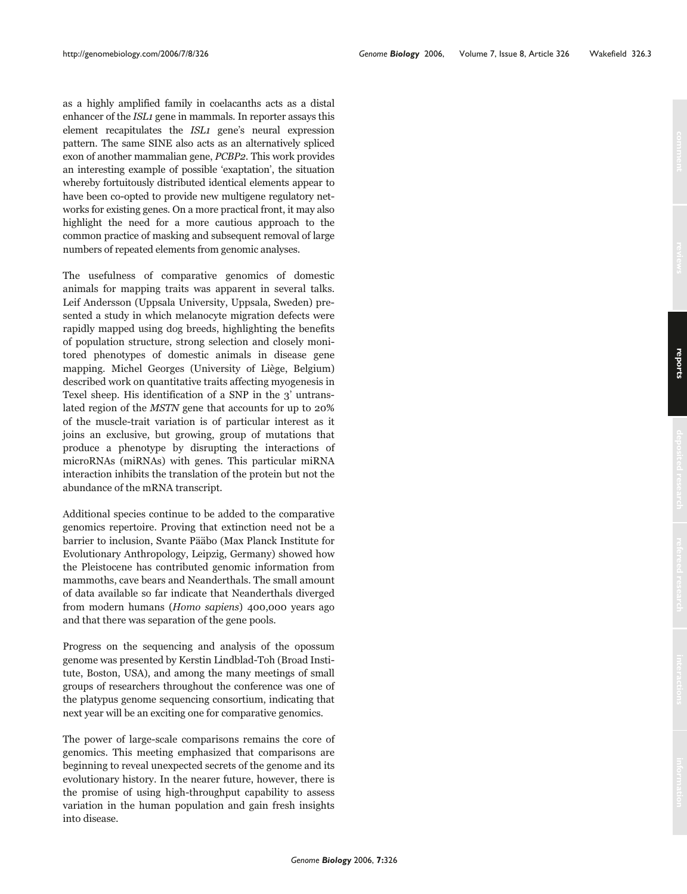as a highly amplified family in coelacanths acts as a distal enhancer of the *ISL1* gene in mammals. In reporter assays this element recapitulates the *ISL1* gene's neural expression pattern. The same SINE also acts as an alternatively spliced exon of another mammalian gene, *PCBP2*. This work provides an interesting example of possible 'exaptation', the situation whereby fortuitously distributed identical elements appear to have been co-opted to provide new multigene regulatory networks for existing genes. On a more practical front, it may also highlight the need for a more cautious approach to the common practice of masking and subsequent removal of large numbers of repeated elements from genomic analyses.

The usefulness of comparative genomics of domestic animals for mapping traits was apparent in several talks. Leif Andersson (Uppsala University, Uppsala, Sweden) presented a study in which melanocyte migration defects were rapidly mapped using dog breeds, highlighting the benefits of population structure, strong selection and closely monitored phenotypes of domestic animals in disease gene mapping. Michel Georges (University of Liège, Belgium) described work on quantitative traits affecting myogenesis in Texel sheep. His identification of a SNP in the 3' untranslated region of the *MSTN* gene that accounts for up to 20% of the muscle-trait variation is of particular interest as it joins an exclusive, but growing, group of mutations that produce a phenotype by disrupting the interactions of microRNAs (miRNAs) with genes. This particular miRNA interaction inhibits the translation of the protein but not the abundance of the mRNA transcript.

Additional species continue to be added to the comparative genomics repertoire. Proving that extinction need not be a barrier to inclusion, Svante Pääbo (Max Planck Institute for Evolutionary Anthropology, Leipzig, Germany) showed how the Pleistocene has contributed genomic information from mammoths, cave bears and Neanderthals. The small amount of data available so far indicate that Neanderthals diverged from modern humans (*Homo sapiens*) 400,000 years ago and that there was separation of the gene pools.

Progress on the sequencing and analysis of the opossum genome was presented by Kerstin Lindblad-Toh (Broad Institute, Boston, USA), and among the many meetings of small groups of researchers throughout the conference was one of the platypus genome sequencing consortium, indicating that next year will be an exciting one for comparative genomics.

The power of large-scale comparisons remains the core of genomics. This meeting emphasized that comparisons are beginning to reveal unexpected secrets of the genome and its evolutionary history. In the nearer future, however, there is the promise of using high-throughput capability to assess variation in the human population and gain fresh insights into disease.